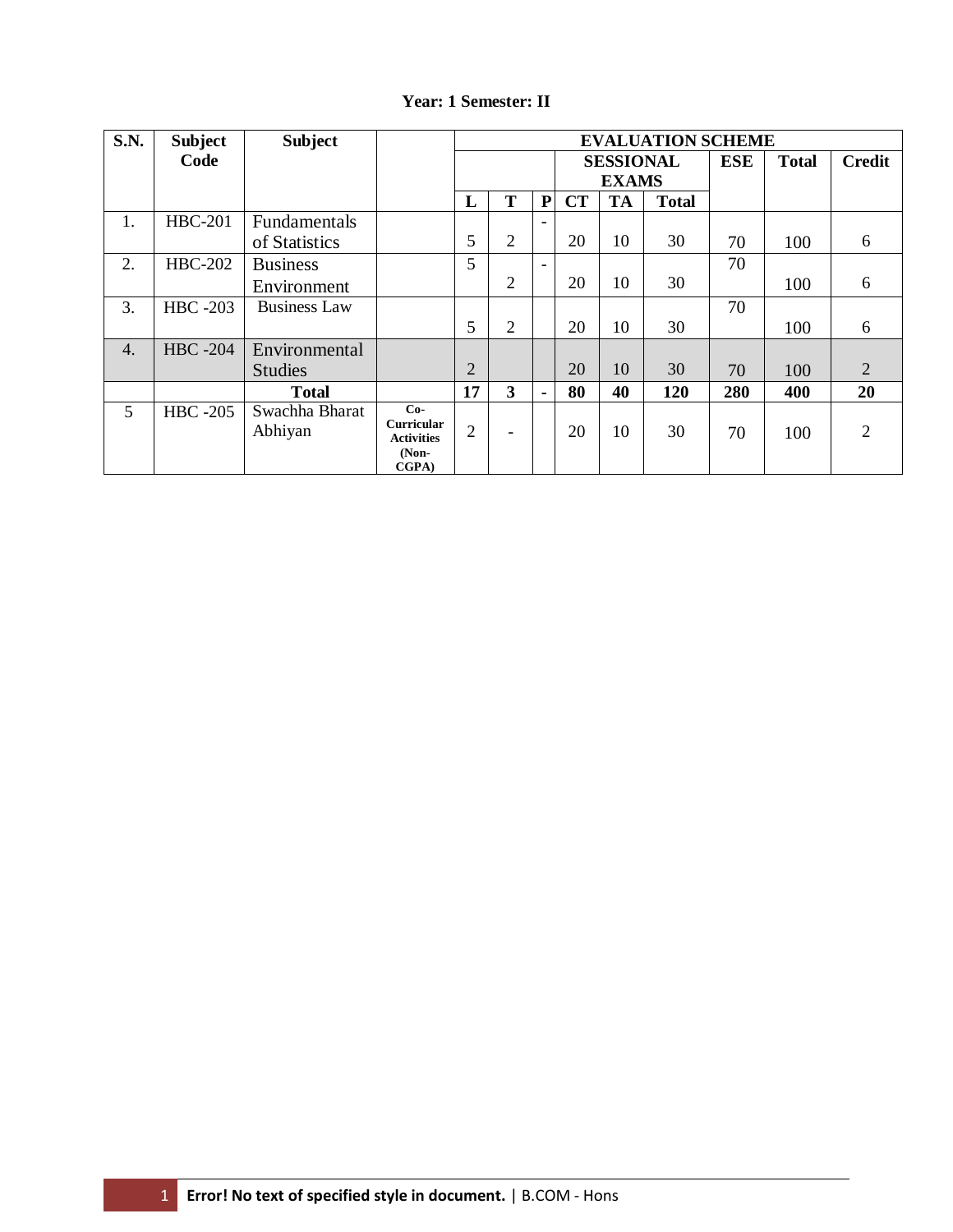**Year: 1 Semester: II**

| S.N. | Subject Code | Subject | | EVALUATION SCHEME | | | | | | | | |
|---|---|---|---|---|---|---|---|---|---|---|---|---|
| | | | | | | | SESSIONAL EXAMS | | | ESE | Total | Credit |
| | | | | L | T | P | CT | TA | Total | | | |
| 1. | HBC-201 | Fundamentals of Statistics | | 5 | 2 | - | 20 | 10 | 30 | 70 | 100 | 6 |
| 2. | HBC-202 | Business Environment | | 5 | 2 | - | 20 | 10 | 30 | 70 | 100 | 6 |
| 3. | HBC -203 | Business Law | | 5 | 2 | | 20 | 10 | 30 | 70 | 100 | 6 |
| 4. | HBC -204 | Environmental Studies | | 2 | | | 20 | 10 | 30 | 70 | 100 | 2 |
| | | **Total** | | **17** | **3** | **-** | **80** | **40** | **120** | **280** | **400** | **20** |
| 5 | HBC -205 | Swachha Bharat Abhiyan | **Co-Curricular Activities (Non-CGPA)** | 2 | - | | 20 | 10 | 30 | 70 | 100 | 2 |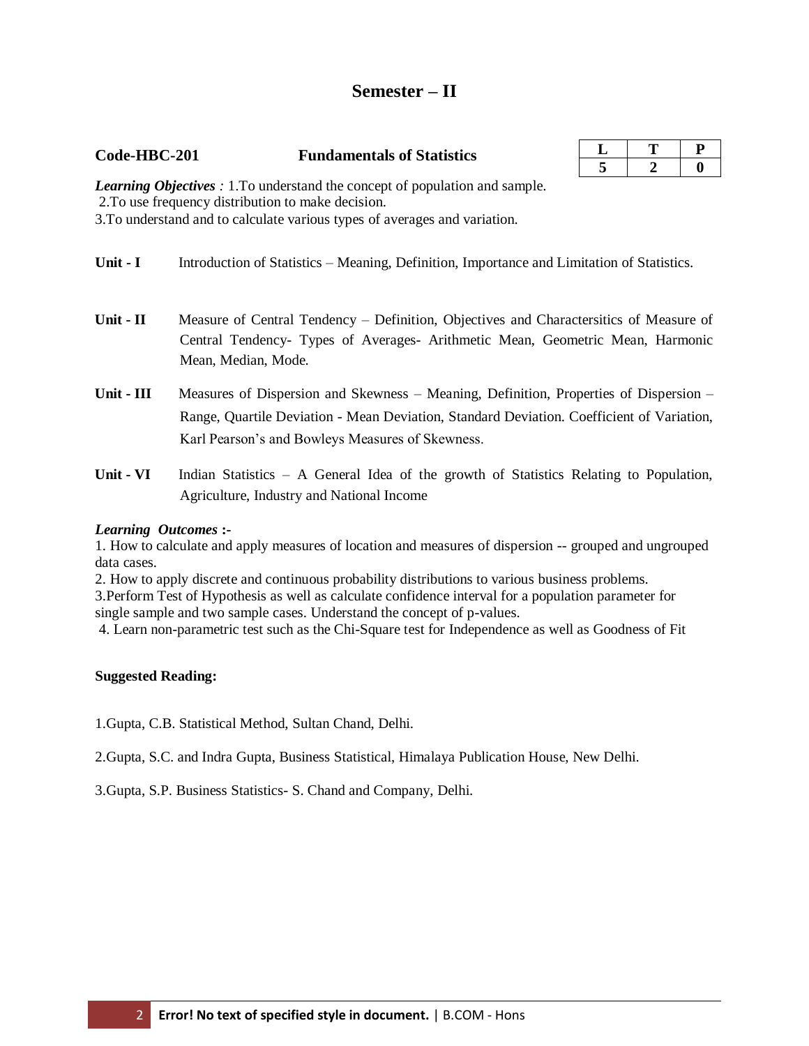# Semester – II

**Code-HBC-201** **Fundamentals of Statistics**

| L | T | P |
|---|---|---|
| 5 | 2 | 0 |

***Learning Objectives*** *:* 1.To understand the concept of population and sample.
2.To use frequency distribution to make decision.
3.To understand and to calculate various types of averages and variation.

**Unit - I** Introduction of Statistics – Meaning, Definition, Importance and Limitation of Statistics.

**Unit - II** Measure of Central Tendency – Definition, Objectives and Charactersitics of Measure of Central Tendency- Types of Averages- Arithmetic Mean, Geometric Mean, Harmonic Mean, Median, Mode.

**Unit - III** Measures of Dispersion and Skewness – Meaning, Definition, Properties of Dispersion – Range, Quartile Deviation - Mean Deviation, Standard Deviation. Coefficient of Variation, Karl Pearson's and Bowleys Measures of Skewness.

**Unit - VI** Indian Statistics – A General Idea of the growth of Statistics Relating to Population, Agriculture, Industry and National Income

***Learning Outcomes*** **:-**

1. How to calculate and apply measures of location and measures of dispersion -- grouped and ungrouped data cases.
2. How to apply discrete and continuous probability distributions to various business problems.
3. Perform Test of Hypothesis as well as calculate confidence interval for a population parameter for single sample and two sample cases. Understand the concept of p-values.
4. Learn non-parametric test such as the Chi-Square test for Independence as well as Goodness of Fit

**Suggested Reading:**

1.Gupta, C.B. Statistical Method, Sultan Chand, Delhi.

2.Gupta, S.C. and Indra Gupta, Business Statistical, Himalaya Publication House, New Delhi.

3.Gupta, S.P. Business Statistics- S. Chand and Company, Delhi.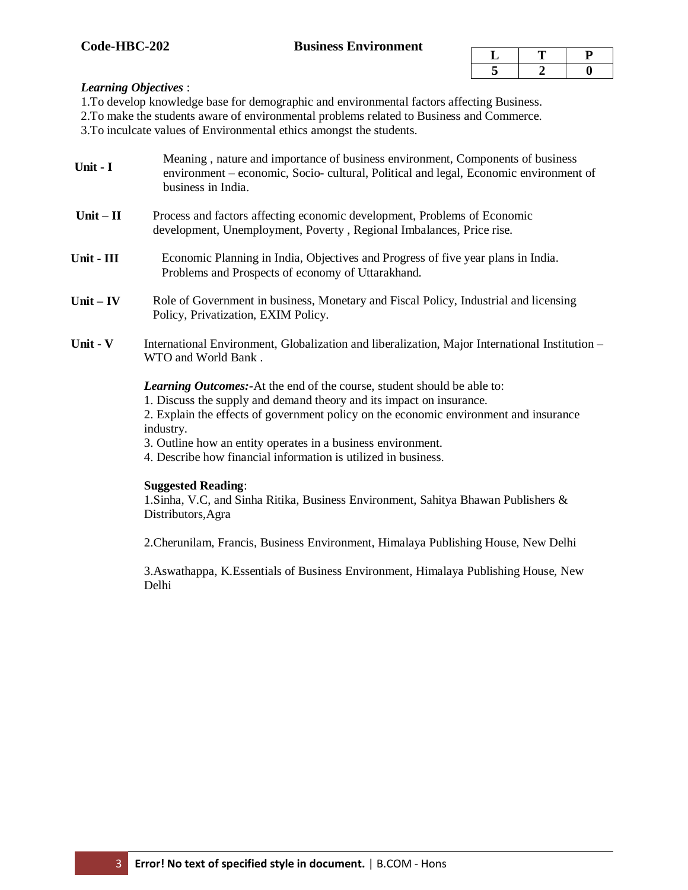**Code-HBC-202** **Business Environment**

| L | T | P |
|---|---|---|
| 5 | 2 | 0 |

***Learning Objectives*** :

1.To develop knowledge base for demographic and environmental factors affecting Business.
2.To make the students aware of environmental problems related to Business and Commerce.
3.To inculcate values of Environmental ethics amongst the students.

**Unit - I** Meaning , nature and importance of business environment, Components of business environment – economic, Socio- cultural, Political and legal, Economic environment of business in India.

**Unit – II** Process and factors affecting economic development, Problems of Economic development, Unemployment, Poverty , Regional Imbalances, Price rise.

**Unit - III** Economic Planning in India, Objectives and Progress of five year plans in India. Problems and Prospects of economy of Uttarakhand.

**Unit – IV** Role of Government in business, Monetary and Fiscal Policy, Industrial and licensing Policy, Privatization, EXIM Policy.

**Unit - V** International Environment, Globalization and liberalization, Major International Institution – WTO and World Bank .

***Learning Outcomes:-***At the end of the course, student should be able to:
1. Discuss the supply and demand theory and its impact on insurance.
2. Explain the effects of government policy on the economic environment and insurance industry.
3. Outline how an entity operates in a business environment.
4. Describe how financial information is utilized in business.

**Suggested Reading**:

1.Sinha, V.C, and Sinha Ritika, Business Environment, Sahitya Bhawan Publishers & Distributors,Agra

2.Cherunilam, Francis, Business Environment, Himalaya Publishing House, New Delhi

3.Aswathappa, K.Essentials of Business Environment, Himalaya Publishing House, New Delhi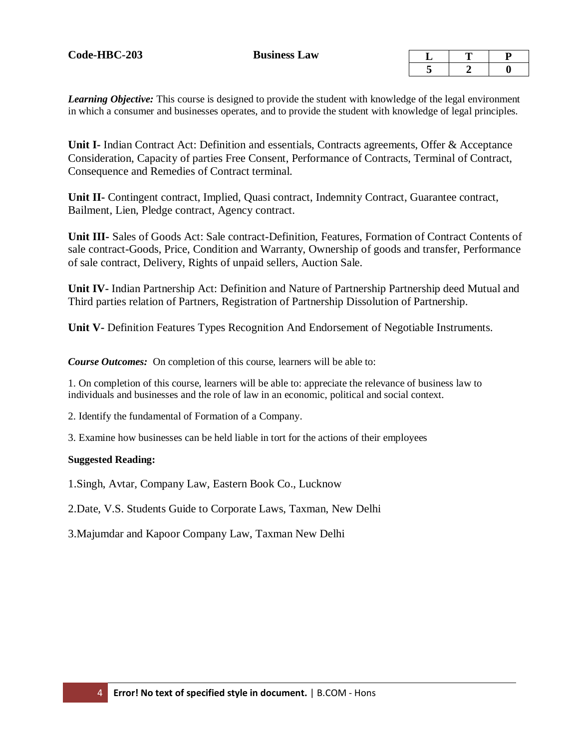**Code-HBC-203** **Business Law**

| L | T | P |
|---|---|---|
| 5 | 2 | 0 |

***Learning Objective:*** This course is designed to provide the student with knowledge of the legal environment in which a consumer and businesses operates, and to provide the student with knowledge of legal principles.

**Unit I-** Indian Contract Act: Definition and essentials, Contracts agreements, Offer & Acceptance Consideration, Capacity of parties Free Consent, Performance of Contracts, Terminal of Contract, Consequence and Remedies of Contract terminal.

**Unit II-** Contingent contract, Implied, Quasi contract, Indemnity Contract, Guarantee contract, Bailment, Lien, Pledge contract, Agency contract.

**Unit III-** Sales of Goods Act: Sale contract-Definition, Features, Formation of Contract Contents of sale contract-Goods, Price, Condition and Warranty, Ownership of goods and transfer, Performance of sale contract, Delivery, Rights of unpaid sellers, Auction Sale.

**Unit IV-** Indian Partnership Act: Definition and Nature of Partnership Partnership deed Mutual and Third parties relation of Partners, Registration of Partnership Dissolution of Partnership.

**Unit V-** Definition Features Types Recognition And Endorsement of Negotiable Instruments.

***Course Outcomes:*** On completion of this course, learners will be able to:

1. On completion of this course, learners will be able to: appreciate the relevance of business law to individuals and businesses and the role of law in an economic, political and social context.

2. Identify the fundamental of Formation of a Company.

3. Examine how businesses can be held liable in tort for the actions of their employees

**Suggested Reading:**

1.Singh, Avtar, Company Law, Eastern Book Co., Lucknow

2.Date, V.S. Students Guide to Corporate Laws, Taxman, New Delhi

3.Majumdar and Kapoor Company Law, Taxman New Delhi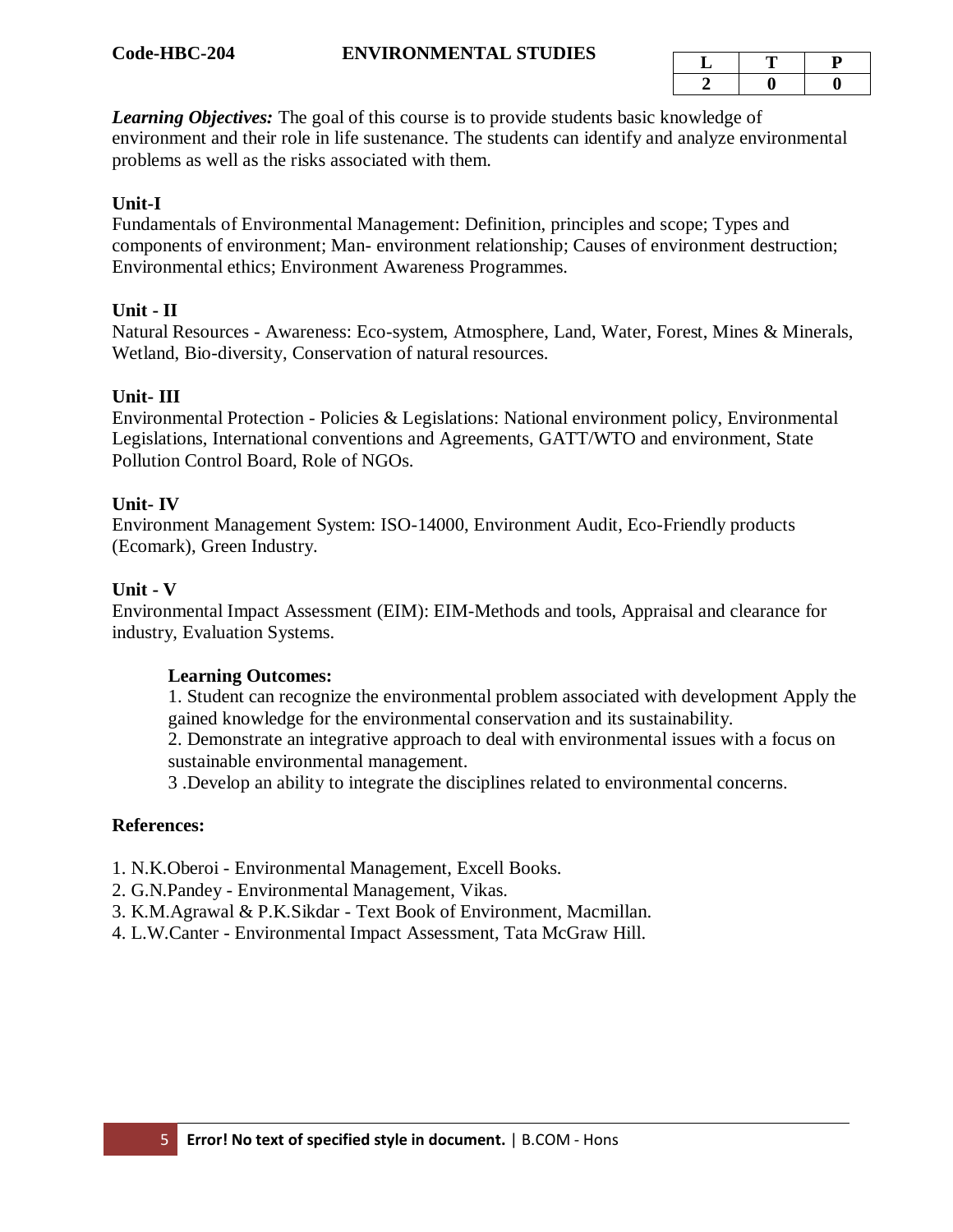**Code-HBC-204** **ENVIRONMENTAL STUDIES**

| L | T | P |
|---|---|---|
| 2 | 0 | 0 |

***Learning Objectives:*** The goal of this course is to provide students basic knowledge of environment and their role in life sustenance. The students can identify and analyze environmental problems as well as the risks associated with them.

**Unit-I**

Fundamentals of Environmental Management: Definition, principles and scope; Types and components of environment; Man- environment relationship; Causes of environment destruction; Environmental ethics; Environment Awareness Programmes.

**Unit - II**

Natural Resources - Awareness: Eco-system, Atmosphere, Land, Water, Forest, Mines & Minerals, Wetland, Bio-diversity, Conservation of natural resources.

**Unit- III**

Environmental Protection - Policies & Legislations: National environment policy, Environmental Legislations, International conventions and Agreements, GATT/WTO and environment, State Pollution Control Board, Role of NGOs.

**Unit- IV**

Environment Management System: ISO-14000, Environment Audit, Eco-Friendly products (Ecomark), Green Industry.

**Unit - V**

Environmental Impact Assessment (EIM): EIM-Methods and tools, Appraisal and clearance for industry, Evaluation Systems.

**Learning Outcomes:**

1. Student can recognize the environmental problem associated with development Apply the gained knowledge for the environmental conservation and its sustainability.
2. Demonstrate an integrative approach to deal with environmental issues with a focus on sustainable environmental management.
3 .Develop an ability to integrate the disciplines related to environmental concerns.

**References:**

1. N.K.Oberoi - Environmental Management, Excell Books.
2. G.N.Pandey - Environmental Management, Vikas.
3. K.M.Agrawal & P.K.Sikdar - Text Book of Environment, Macmillan.
4. L.W.Canter - Environmental Impact Assessment, Tata McGraw Hill.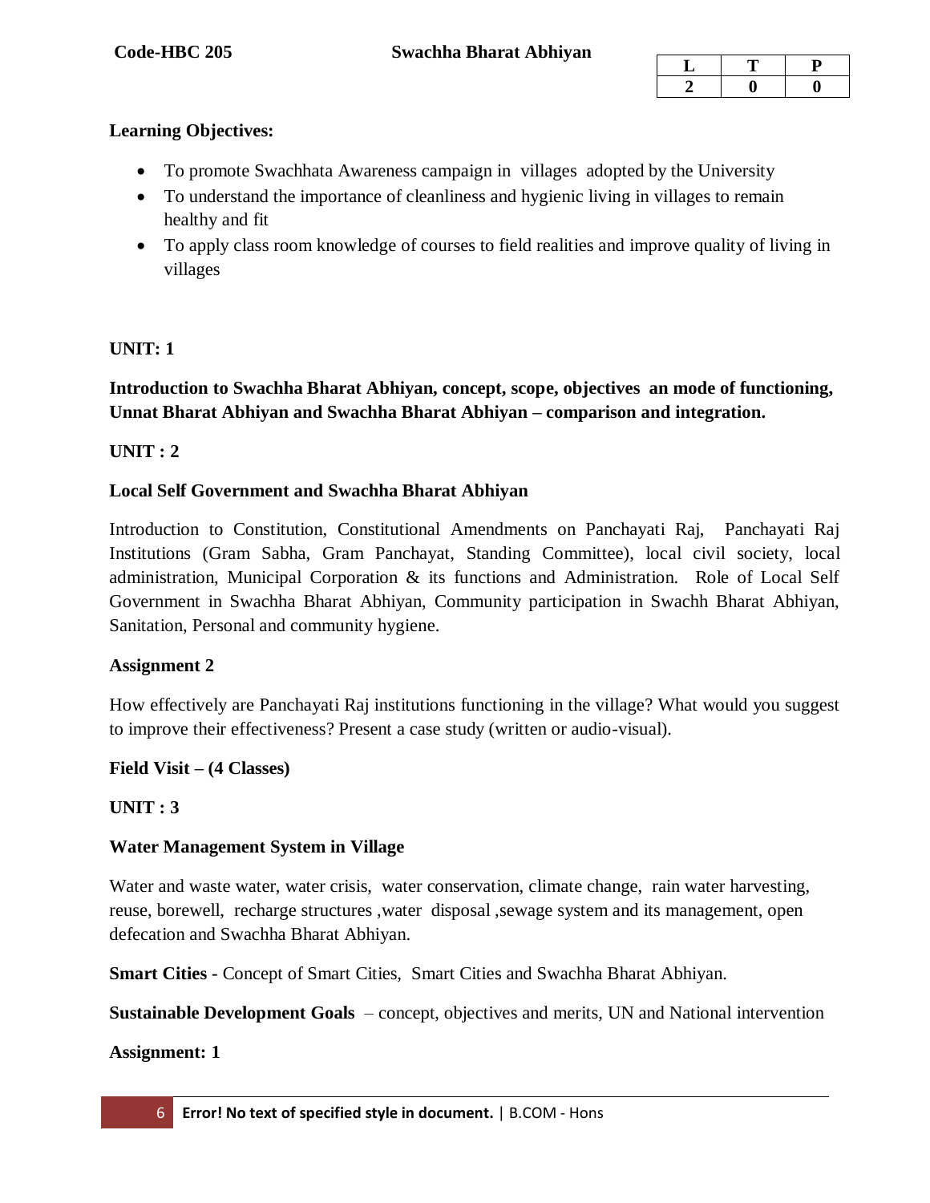**Code-HBC 205** **Swachha Bharat Abhiyan**

| L | T | P |
|---|---|---|
| 2 | 0 | 0 |

**Learning Objectives:**

- To promote Swachhata Awareness campaign in villages adopted by the University
- To understand the importance of cleanliness and hygienic living in villages to remain healthy and fit
- To apply class room knowledge of courses to field realities and improve quality of living in villages

**UNIT: 1**

**Introduction to Swachha Bharat Abhiyan, concept, scope, objectives an mode of functioning, Unnat Bharat Abhiyan and Swachha Bharat Abhiyan – comparison and integration.**

**UNIT : 2**

**Local Self Government and Swachha Bharat Abhiyan**

Introduction to Constitution, Constitutional Amendments on Panchayati Raj, Panchayati Raj Institutions (Gram Sabha, Gram Panchayat, Standing Committee), local civil society, local administration, Municipal Corporation & its functions and Administration. Role of Local Self Government in Swachha Bharat Abhiyan, Community participation in Swachh Bharat Abhiyan, Sanitation, Personal and community hygiene.

**Assignment 2**

How effectively are Panchayati Raj institutions functioning in the village? What would you suggest to improve their effectiveness? Present a case study (written or audio-visual).

**Field Visit – (4 Classes)**

**UNIT : 3**

**Water Management System in Village**

Water and waste water, water crisis, water conservation, climate change, rain water harvesting, reuse, borewell, recharge structures ,water disposal ,sewage system and its management, open defecation and Swachha Bharat Abhiyan.

**Smart Cities -** Concept of Smart Cities, Smart Cities and Swachha Bharat Abhiyan.

**Sustainable Development Goals** – concept, objectives and merits, UN and National intervention

**Assignment: 1**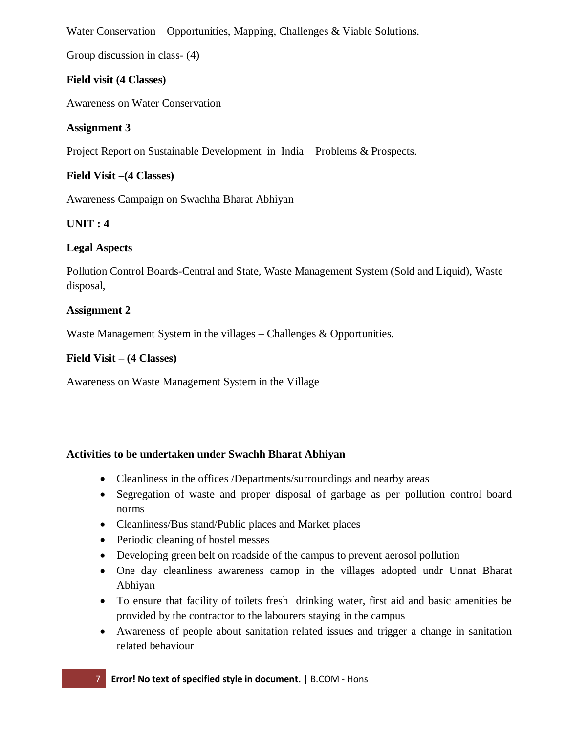Water Conservation – Opportunities, Mapping, Challenges & Viable Solutions.

Group discussion in class- (4)

**Field visit (4 Classes)**

Awareness on Water Conservation

**Assignment 3**

Project Report on Sustainable Development in India – Problems & Prospects.

**Field Visit –(4 Classes)**

Awareness Campaign on Swachha Bharat Abhiyan

**UNIT : 4**

**Legal Aspects**

Pollution Control Boards-Central and State, Waste Management System (Sold and Liquid), Waste disposal,

**Assignment 2**

Waste Management System in the villages – Challenges & Opportunities.

**Field Visit – (4 Classes)**

Awareness on Waste Management System in the Village

**Activities to be undertaken under Swachh Bharat Abhiyan**

- Cleanliness in the offices /Departments/surroundings and nearby areas
- Segregation of waste and proper disposal of garbage as per pollution control board norms
- Cleanliness/Bus stand/Public places and Market places
- Periodic cleaning of hostel messes
- Developing green belt on roadside of the campus to prevent aerosol pollution
- One day cleanliness awareness camop in the villages adopted undr Unnat Bharat Abhiyan
- To ensure that facility of toilets fresh drinking water, first aid and basic amenities be provided by the contractor to the labourers staying in the campus
- Awareness of people about sanitation related issues and trigger a change in sanitation related behaviour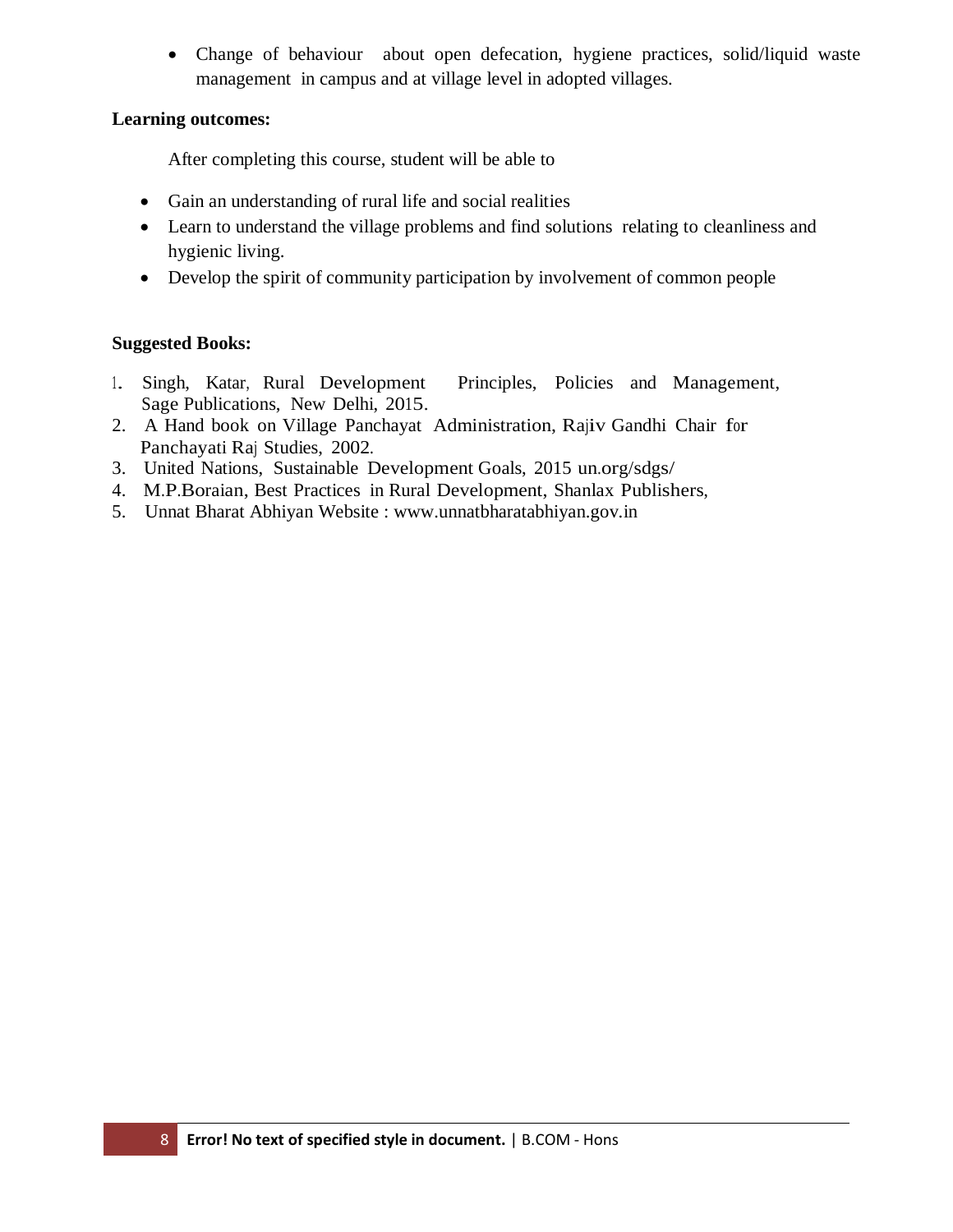- Change of behaviour about open defecation, hygiene practices, solid/liquid waste management in campus and at village level in adopted villages.

**Learning outcomes:**

After completing this course, student will be able to

- Gain an understanding of rural life and social realities
- Learn to understand the village problems and find solutions relating to cleanliness and hygienic living.
- Develop the spirit of community participation by involvement of common people

**Suggested Books:**

1. Singh, Katar, Rural Development Principles, Policies and Management, Sage Publications, New Delhi, 2015.
2. A Hand book on Village Panchayat Administration, Rajiv Gandhi Chair for Panchayati Raj Studies, 2002.
3. United Nations, Sustainable Development Goals, 2015 un.org/sdgs/
4. M.P.Boraian, Best Practices in Rural Development, Shanlax Publishers,
5. Unnat Bharat Abhiyan Website : www.unnatbharatabhiyan.gov.in